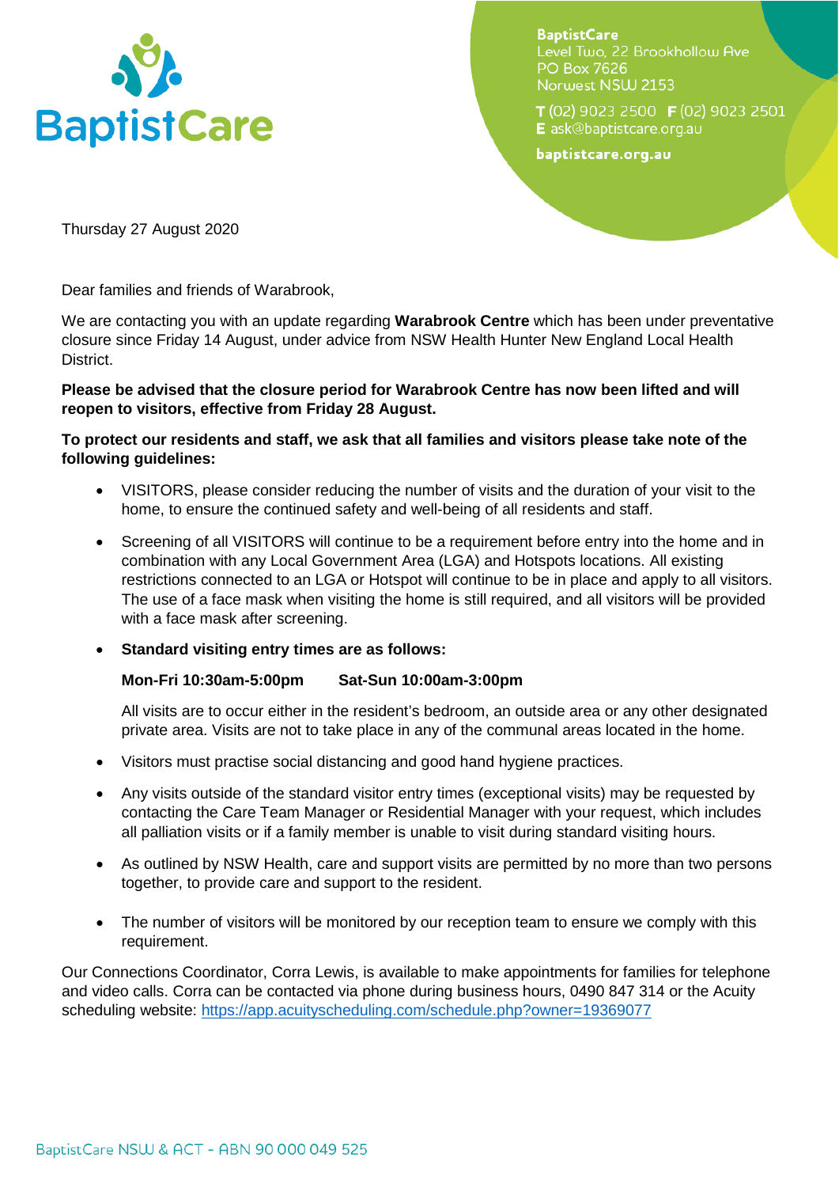**BaptistCare**
Level Two, 22 Brookhollow Ave
PO Box 7626
Norwest NSW 2153

T (02) 9023 2500 F (02) 9023 2501
E ask@baptistcare.org.au

baptistcare.org.au

Thursday 27 August 2020

Dear families and friends of Warabrook,

We are contacting you with an update regarding **Warabrook Centre** which has been under preventative closure since Friday 14 August, under advice from NSW Health Hunter New England Local Health District.

**Please be advised that the closure period for Warabrook Centre has now been lifted and will reopen to visitors, effective from Friday 28 August.**

**To protect our residents and staff, we ask that all families and visitors please take note of the following guidelines:**

- VISITORS, please consider reducing the number of visits and the duration of your visit to the home, to ensure the continued safety and well-being of all residents and staff.
- Screening of all VISITORS will continue to be a requirement before entry into the home and in combination with any Local Government Area (LGA) and Hotspots locations. All existing restrictions connected to an LGA or Hotspot will continue to be in place and apply to all visitors. The use of a face mask when visiting the home is still required, and all visitors will be provided with a face mask after screening.
- **Standard visiting entry times are as follows:**

  **Mon-Fri 10:30am-5:00pm  Sat-Sun 10:00am-3:00pm**

  All visits are to occur either in the resident's bedroom, an outside area or any other designated private area. Visits are not to take place in any of the communal areas located in the home.
- Visitors must practise social distancing and good hand hygiene practices.
- Any visits outside of the standard visitor entry times (exceptional visits) may be requested by contacting the Care Team Manager or Residential Manager with your request, which includes all palliation visits or if a family member is unable to visit during standard visiting hours.
- As outlined by NSW Health, care and support visits are permitted by no more than two persons together, to provide care and support to the resident.
- The number of visitors will be monitored by our reception team to ensure we comply with this requirement.

Our Connections Coordinator, Corra Lewis, is available to make appointments for families for telephone and video calls. Corra can be contacted via phone during business hours, 0490 847 314 or the Acuity scheduling website: https://app.acuityscheduling.com/schedule.php?owner=19369077

BaptistCare NSW & ACT - ABN 90 000 049 525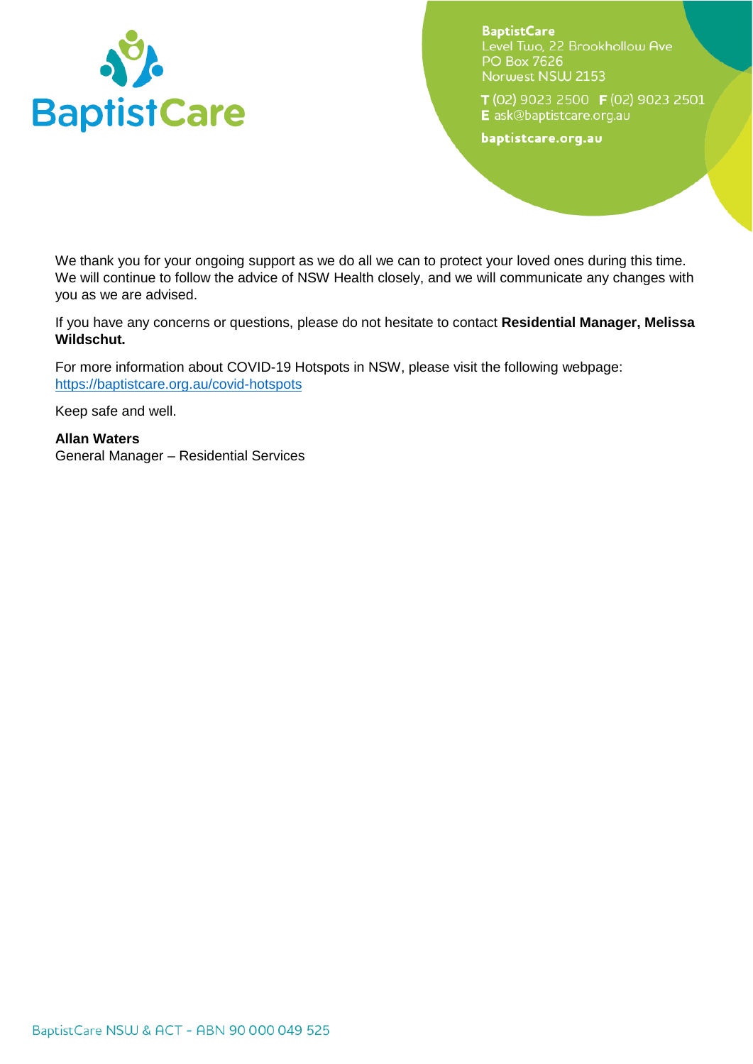BaptistCare
Level Two, 22 Brookhollow Ave
PO Box 7626
Norwest NSW 2153

T (02) 9023 2500 F (02) 9023 2501
E ask@baptistcare.org.au

baptistcare.org.au

We thank you for your ongoing support as we do all we can to protect your loved ones during this time. We will continue to follow the advice of NSW Health closely, and we will communicate any changes with you as we are advised.

If you have any concerns or questions, please do not hesitate to contact **Residential Manager, Melissa Wildschut.**

For more information about COVID-19 Hotspots in NSW, please visit the following webpage: [https://baptistcare.org.au/covid-hotspots](https://baptistcare.org.au/covid-hotspots)

Keep safe and well.

**Allan Waters**
General Manager – Residential Services

BaptistCare NSW & ACT - ABN 90 000 049 525